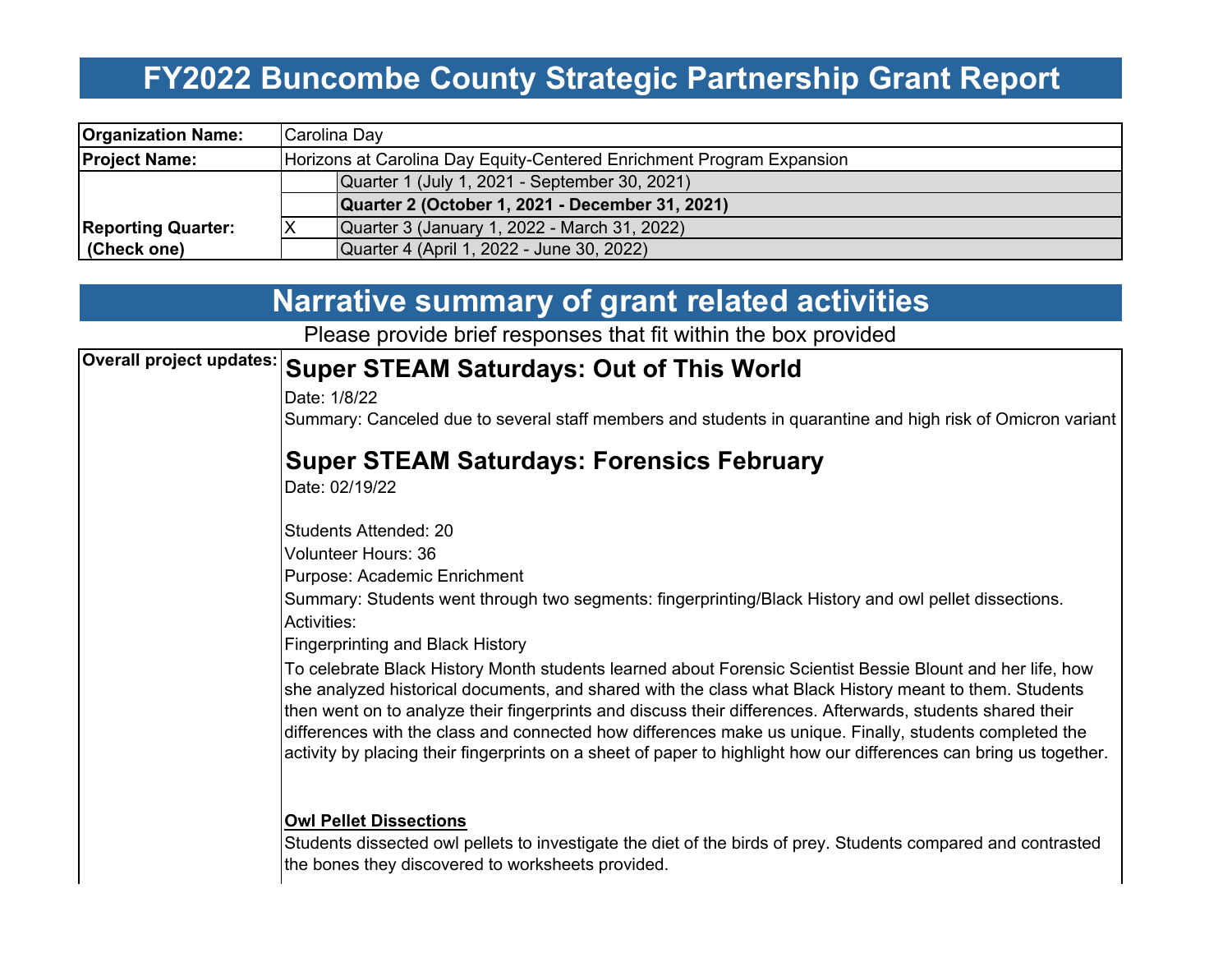# FY2022 Buncombe County Strategic Partnership Grant Report

| | | |
|---|---|---|
| **Organization Name:** | Carolina Day | |
| **Project Name:** | Horizons at Carolina Day Equity-Centered Enrichment Program Expansion | |
| **Reporting Quarter: (Check one)** | | Quarter 1 (July 1, 2021 - September 30, 2021) |
| | | **Quarter 2 (October 1, 2021 - December 31, 2021)** |
| | X | Quarter 3 (January 1, 2022 - March 31, 2022) |
| | | Quarter 4 (April 1, 2022 - June 30, 2022) |

# Narrative summary of grant related activities

Please provide brief responses that fit within the box provided

**Overall project updates:**

## Super STEAM Saturdays: Out of This World

Date: 1/8/22

Summary: Canceled due to several staff members and students in quarantine and high risk of Omicron variant

## Super STEAM Saturdays: Forensics February

Date: 02/19/22

Students Attended: 20

Volunteer Hours: 36

Purpose: Academic Enrichment

Summary: Students went through two segments: fingerprinting/Black History and owl pellet dissections.

Activities:

Fingerprinting and Black History

To celebrate Black History Month students learned about Forensic Scientist Bessie Blount and her life, how she analyzed historical documents, and shared with the class what Black History meant to them. Students then went on to analyze their fingerprints and discuss their differences. Afterwards, students shared their differences with the class and connected how differences make us unique. Finally, students completed the activity by placing their fingerprints on a sheet of paper to highlight how our differences can bring us together.

**Owl Pellet Dissections**

Students dissected owl pellets to investigate the diet of the birds of prey. Students compared and contrasted the bones they discovered to worksheets provided.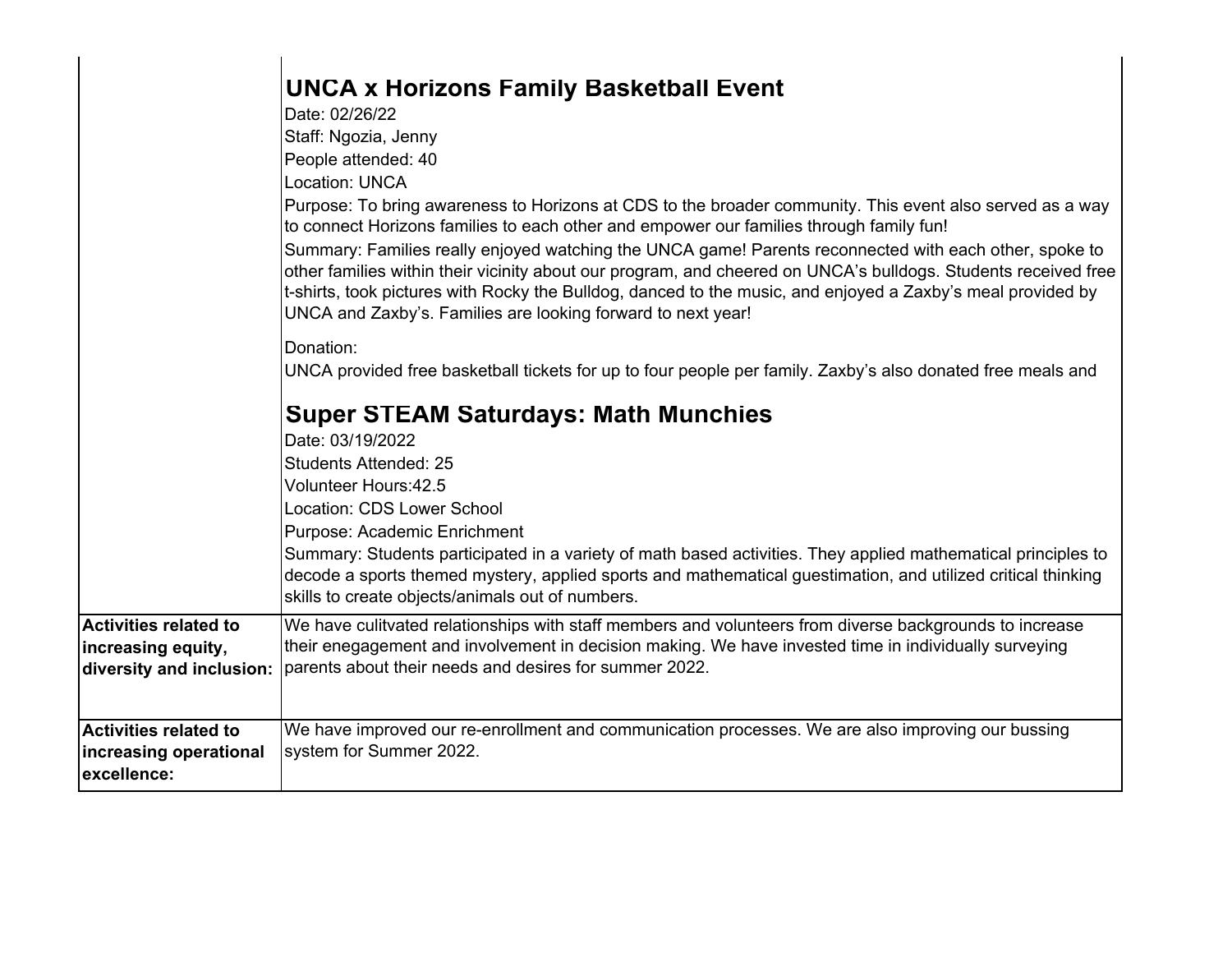| | |
|---|---|
| | **UNCA x Horizons Family Basketball Event**<br>Date: 02/26/22<br>Staff: Ngozia, Jenny<br>People attended: 40<br>Location: UNCA<br>Purpose: To bring awareness to Horizons at CDS to the broader community. This event also served as a way to connect Horizons families to each other and empower our families through family fun!<br>Summary: Families really enjoyed watching the UNCA game! Parents reconnected with each other, spoke to other families within their vicinity about our program, and cheered on UNCA's bulldogs. Students received free t-shirts, took pictures with Rocky the Bulldog, danced to the music, and enjoyed a Zaxby's meal provided by UNCA and Zaxby's. Families are looking forward to next year!<br><br>Donation:<br>UNCA provided free basketball tickets for up to four people per family. Zaxby's also donated free meals and<br><br>**Super STEAM Saturdays: Math Munchies**<br>Date: 03/19/2022<br>Students Attended: 25<br>Volunteer Hours:42.5<br>Location: CDS Lower School<br>Purpose: Academic Enrichment<br>Summary: Students participated in a variety of math based activities. They applied mathematical principles to decode a sports themed mystery, applied sports and mathematical guestimation, and utilized critical thinking skills to create objects/animals out of numbers. |
| **Activities related to increasing equity, diversity and inclusion:** | We have culitvated relationships with staff members and volunteers from diverse backgrounds to increase their enegagement and involvement in decision making. We have invested time in individually surveying parents about their needs and desires for summer 2022. |
| **Activities related to increasing operational excellence:** | We have improved our re-enrollment and communication processes. We are also improving our bussing system for Summer 2022. |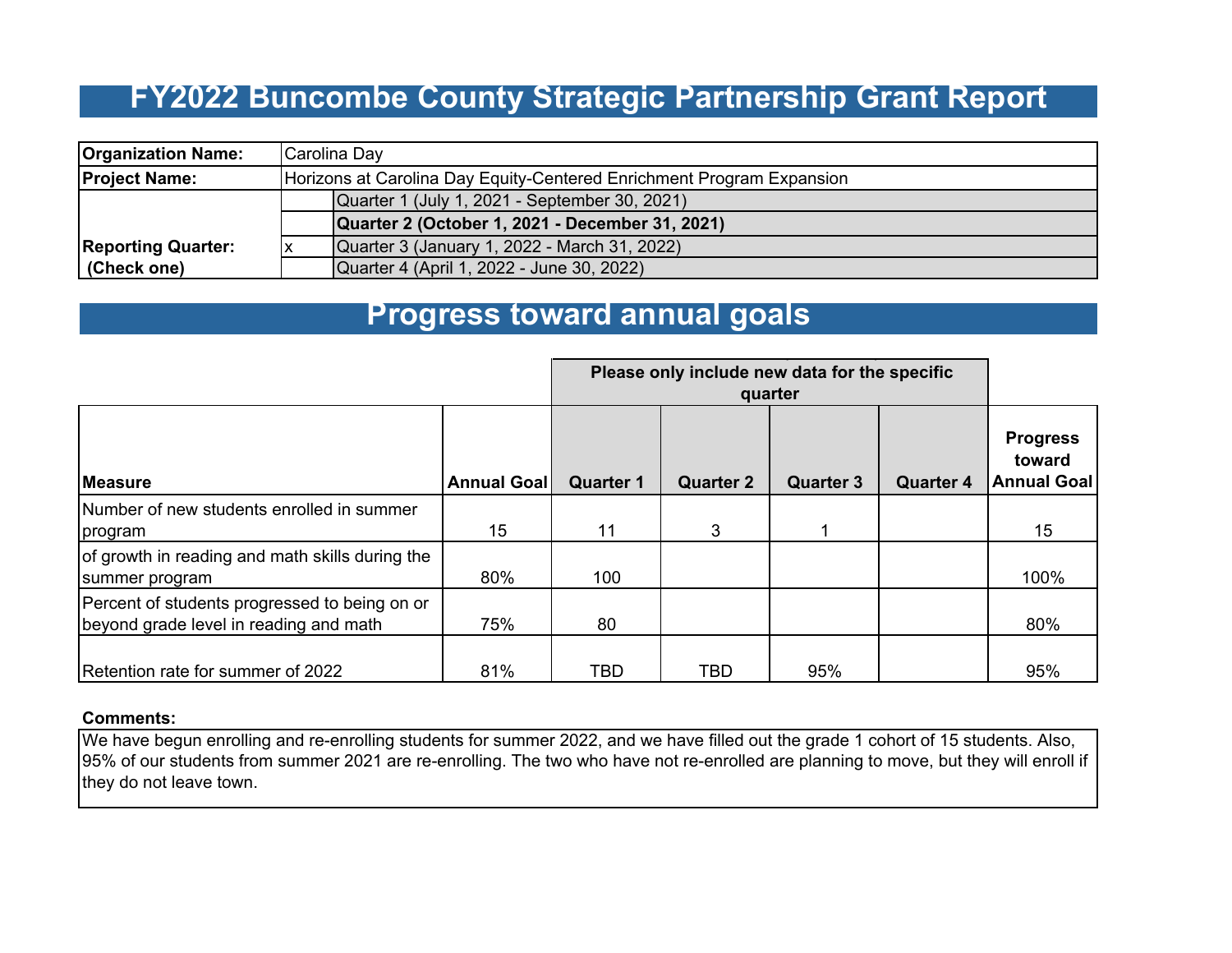# FY2022 Buncombe County Strategic Partnership Grant Report

| | | |
|---|---|---|
| **Organization Name:** | Carolina Day | |
| **Project Name:** | Horizons at Carolina Day Equity-Centered Enrichment Program Expansion | |
| **Reporting Quarter: (Check one)** | | Quarter 1 (July 1, 2021 - September 30, 2021) |
| | | **Quarter 2 (October 1, 2021 - December 31, 2021)** |
| | x | Quarter 3 (January 1, 2022 - March 31, 2022) |
| | | Quarter 4 (April 1, 2022 - June 30, 2022) |

## Progress toward annual goals

| | | Please only include new data for the specific quarter | | | | |
|---|---|---|---|---|---|---|
| **Measure** | **Annual Goal** | **Quarter 1** | **Quarter 2** | **Quarter 3** | **Quarter 4** | **Progress toward Annual Goal** |
| Number of new students enrolled in summer program | 15 | 11 | 3 | 1 | | 15 |
| of growth in reading and math skills during the summer program | 80% | 100 | | | | 100% |
| Percent of students progressed to being on or beyond grade level in reading and math | 75% | 80 | | | | 80% |
| Retention rate for summer of 2022 | 81% | TBD | TBD | 95% | | 95% |

**Comments:**

We have begun enrolling and re-enrolling students for summer 2022, and we have filled out the grade 1 cohort of 15 students. Also, 95% of our students from summer 2021 are re-enrolling. The two who have not re-enrolled are planning to move, but they will enroll if they do not leave town.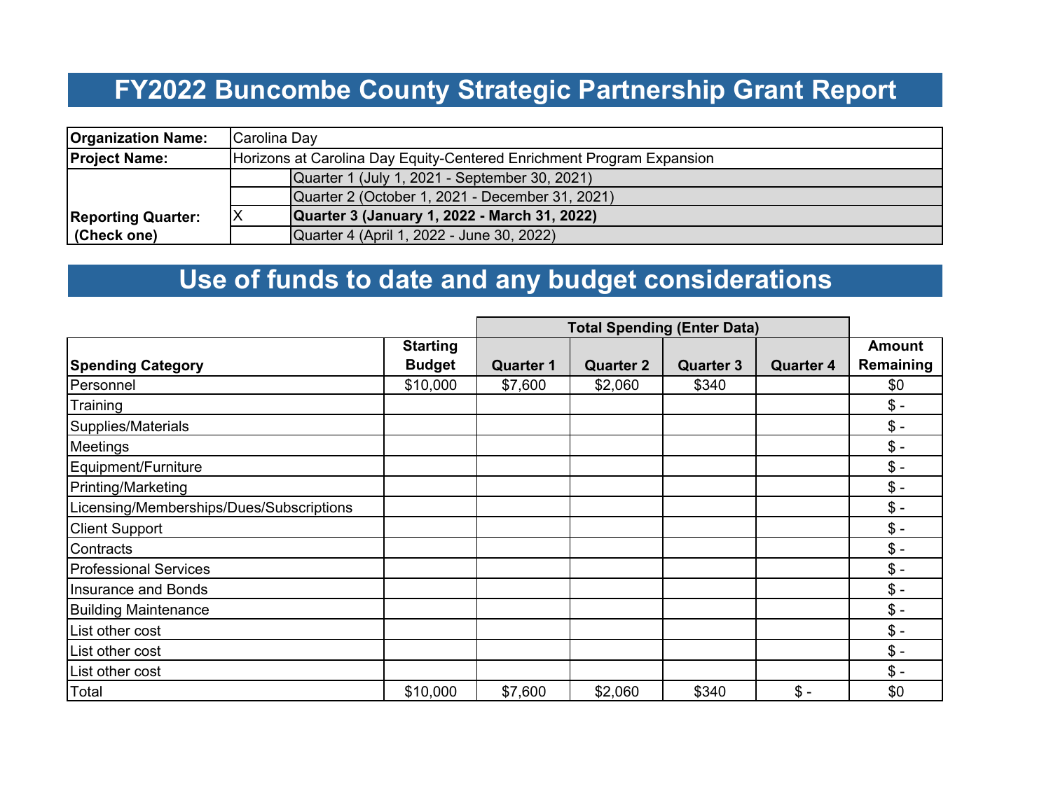# FY2022 Buncombe County Strategic Partnership Grant Report

| | | |
|---|---|---|
| **Organization Name:** | Carolina Day | |
| **Project Name:** | Horizons at Carolina Day Equity-Centered Enrichment Program Expansion | |
| **Reporting Quarter: (Check one)** | | Quarter 1 (July 1, 2021 - September 30, 2021) |
| | | Quarter 2 (October 1, 2021 - December 31, 2021) |
| | X | **Quarter 3 (January 1, 2022 - March 31, 2022)** |
| | | Quarter 4 (April 1, 2022 - June 30, 2022) |

# Use of funds to date and any budget considerations

| | | Total Spending (Enter Data) | | | | |
|---|---|---|---|---|---|---|
| **Spending Category** | **Starting Budget** | **Quarter 1** | **Quarter 2** | **Quarter 3** | **Quarter 4** | **Amount Remaining** |
| Personnel | $10,000 | $7,600 | $2,060 | $340 | | $0 |
| Training | | | | | | $ - |
| Supplies/Materials | | | | | | $ - |
| Meetings | | | | | | $ - |
| Equipment/Furniture | | | | | | $ - |
| Printing/Marketing | | | | | | $ - |
| Licensing/Memberships/Dues/Subscriptions | | | | | | $ - |
| Client Support | | | | | | $ - |
| Contracts | | | | | | $ - |
| Professional Services | | | | | | $ - |
| Insurance and Bonds | | | | | | $ - |
| Building Maintenance | | | | | | $ - |
| List other cost | | | | | | $ - |
| List other cost | | | | | | $ - |
| List other cost | | | | | | $ - |
| Total | $10,000 | $7,600 | $2,060 | $340 | $ - | $0 |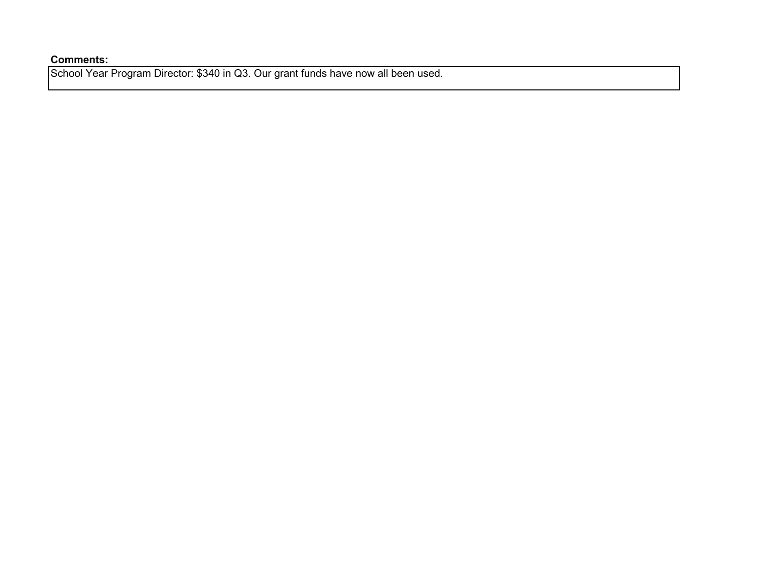**Comments:**

School Year Program Director: $340 in Q3. Our grant funds have now all been used.